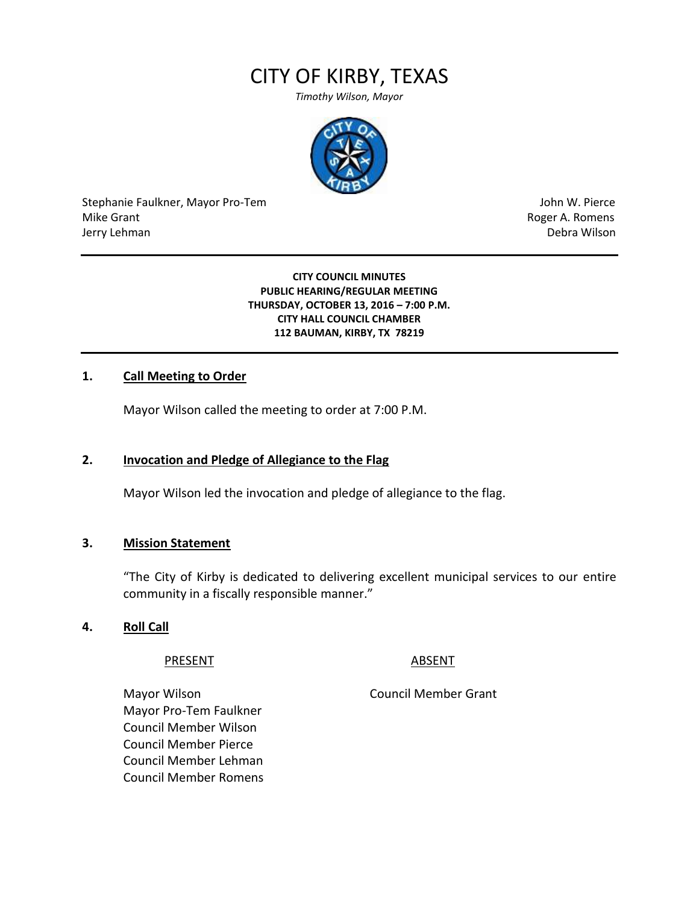# CITY OF KIRBY, TEXAS

*Timothy Wilson, Mayor*

| | |
|---|---|
| Stephanie Faulkner, Mayor Pro-Tem | John W. Pierce |
| Mike Grant | Roger A. Romens |
| Jerry Lehman | Debra Wilson |

---

**CITY COUNCIL MINUTES**
**PUBLIC HEARING/REGULAR MEETING**
**THURSDAY, OCTOBER 13, 2016 – 7:00 P.M.**
**CITY HALL COUNCIL CHAMBER**
**112 BAUMAN, KIRBY, TX 78219**

---

## 1. Call Meeting to Order

Mayor Wilson called the meeting to order at 7:00 P.M.

## 2. Invocation and Pledge of Allegiance to the Flag

Mayor Wilson led the invocation and pledge of allegiance to the flag.

## 3. Mission Statement

"The City of Kirby is dedicated to delivering excellent municipal services to our entire community in a fiscally responsible manner."

## 4. Roll Call

| PRESENT | ABSENT |
|---|---|
| Mayor Wilson | Council Member Grant |
| Mayor Pro-Tem Faulkner | |
| Council Member Wilson | |
| Council Member Pierce | |
| Council Member Lehman | |
| Council Member Romens | |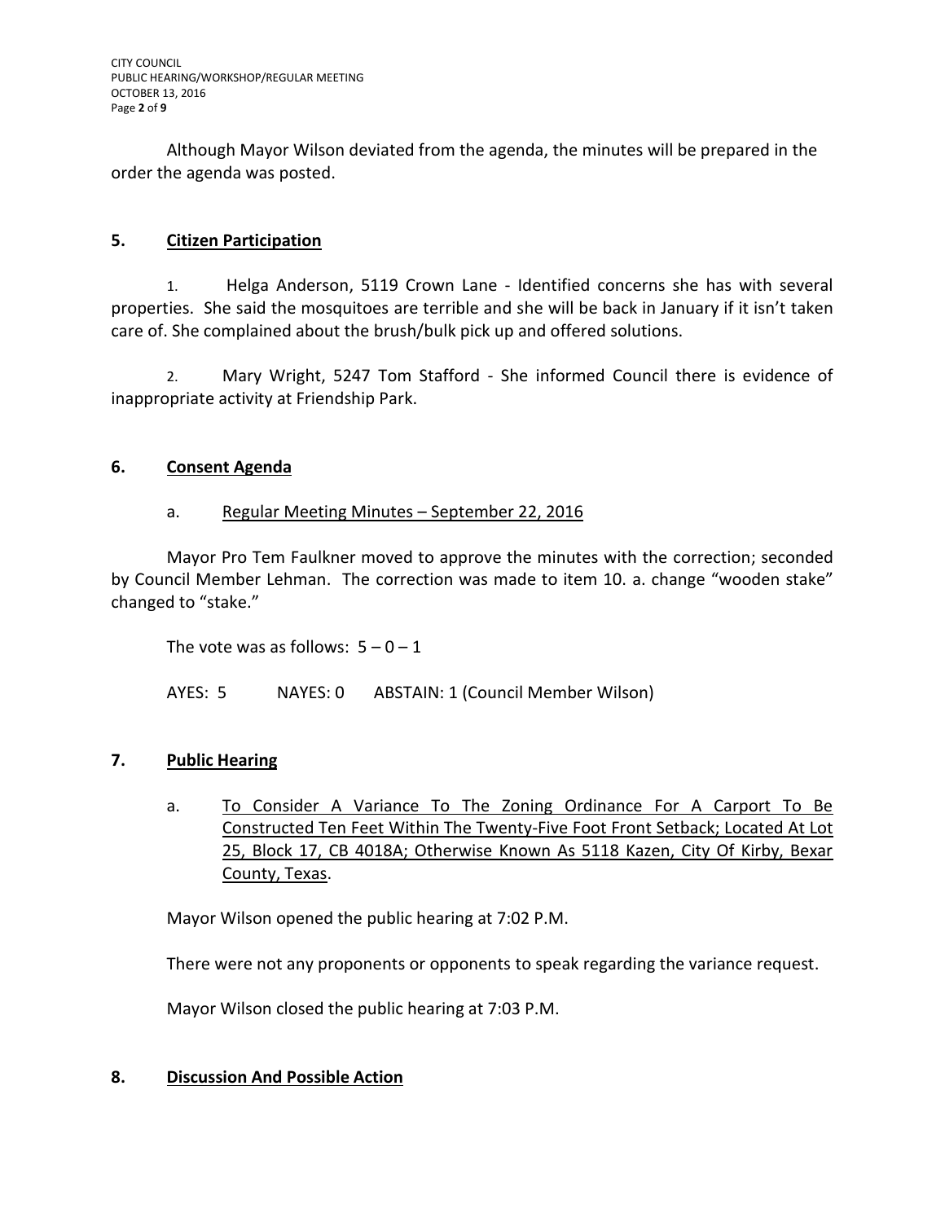Although Mayor Wilson deviated from the agenda, the minutes will be prepared in the order the agenda was posted.

## 5. Citizen Participation

1. Helga Anderson, 5119 Crown Lane - Identified concerns she has with several properties. She said the mosquitoes are terrible and she will be back in January if it isn't taken care of. She complained about the brush/bulk pick up and offered solutions.

2. Mary Wright, 5247 Tom Stafford - She informed Council there is evidence of inappropriate activity at Friendship Park.

## 6. Consent Agenda

a. Regular Meeting Minutes – September 22, 2016

Mayor Pro Tem Faulkner moved to approve the minutes with the correction; seconded by Council Member Lehman. The correction was made to item 10. a. change "wooden stake" changed to "stake."

The vote was as follows: 5 – 0 – 1

AYES: 5 NAYES: 0 ABSTAIN: 1 (Council Member Wilson)

## 7. Public Hearing

a. To Consider A Variance To The Zoning Ordinance For A Carport To Be Constructed Ten Feet Within The Twenty-Five Foot Front Setback; Located At Lot 25, Block 17, CB 4018A; Otherwise Known As 5118 Kazen, City Of Kirby, Bexar County, Texas.

Mayor Wilson opened the public hearing at 7:02 P.M.

There were not any proponents or opponents to speak regarding the variance request.

Mayor Wilson closed the public hearing at 7:03 P.M.

## 8. Discussion And Possible Action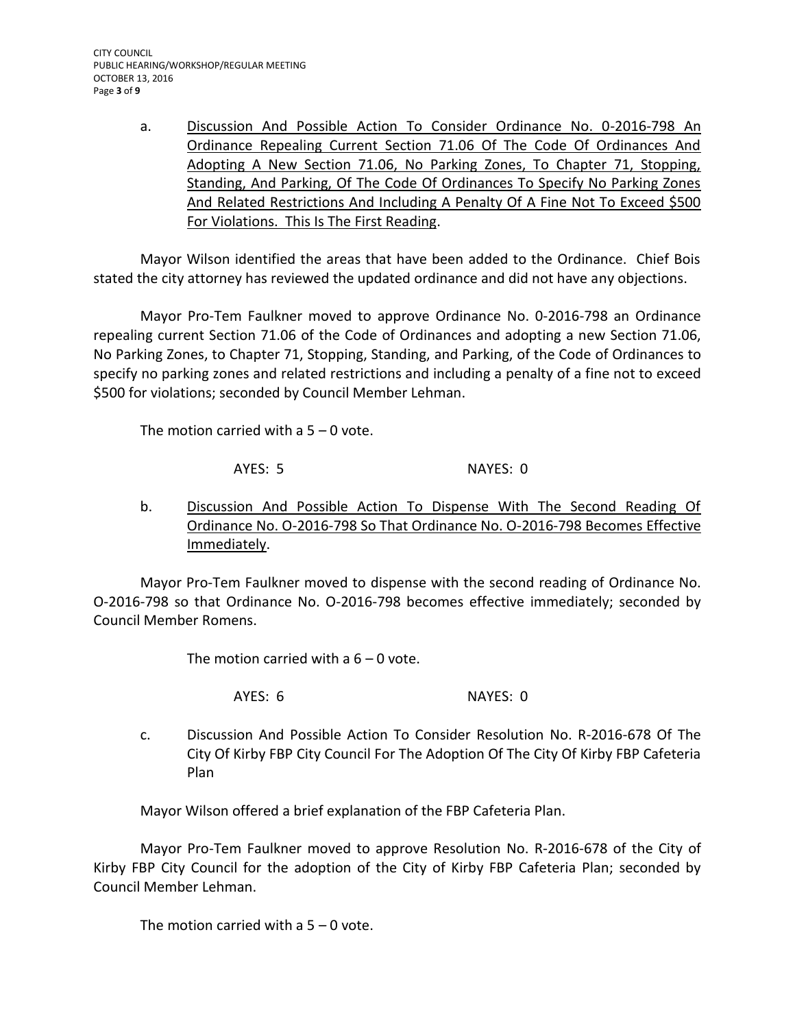a. <u>Discussion And Possible Action To Consider Ordinance No. 0-2016-798 An Ordinance Repealing Current Section 71.06 Of The Code Of Ordinances And Adopting A New Section 71.06, No Parking Zones, To Chapter 71, Stopping, Standing, And Parking, Of The Code Of Ordinances To Specify No Parking Zones And Related Restrictions And Including A Penalty Of A Fine Not To Exceed $500 For Violations. This Is The First Reading</u>.

Mayor Wilson identified the areas that have been added to the Ordinance. Chief Bois stated the city attorney has reviewed the updated ordinance and did not have any objections.

Mayor Pro-Tem Faulkner moved to approve Ordinance No. 0-2016-798 an Ordinance repealing current Section 71.06 of the Code of Ordinances and adopting a new Section 71.06, No Parking Zones, to Chapter 71, Stopping, Standing, and Parking, of the Code of Ordinances to specify no parking zones and related restrictions and including a penalty of a fine not to exceed $500 for violations; seconded by Council Member Lehman.

The motion carried with a 5 – 0 vote.

AYES: 5 NAYES: 0

b. <u>Discussion And Possible Action To Dispense With The Second Reading Of Ordinance No. O-2016-798 So That Ordinance No. O-2016-798 Becomes Effective Immediately</u>.

Mayor Pro-Tem Faulkner moved to dispense with the second reading of Ordinance No. O-2016-798 so that Ordinance No. O-2016-798 becomes effective immediately; seconded by Council Member Romens.

The motion carried with a 6 – 0 vote.

AYES: 6 NAYES: 0

c. Discussion And Possible Action To Consider Resolution No. R-2016-678 Of The City Of Kirby FBP City Council For The Adoption Of The City Of Kirby FBP Cafeteria Plan

Mayor Wilson offered a brief explanation of the FBP Cafeteria Plan.

Mayor Pro-Tem Faulkner moved to approve Resolution No. R-2016-678 of the City of Kirby FBP City Council for the adoption of the City of Kirby FBP Cafeteria Plan; seconded by Council Member Lehman.

The motion carried with a 5 – 0 vote.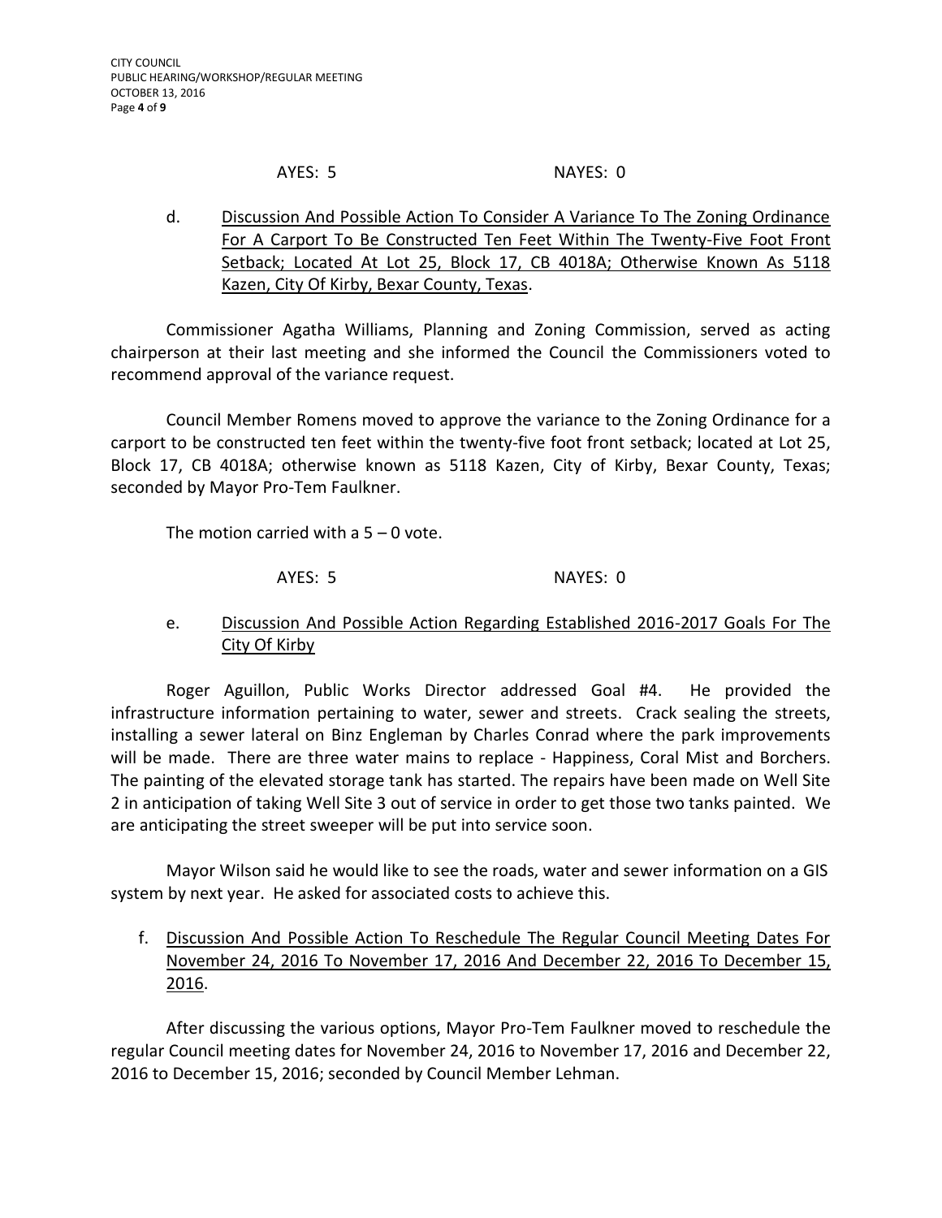AYES: 5 NAYES: 0

d. <u>Discussion And Possible Action To Consider A Variance To The Zoning Ordinance For A Carport To Be Constructed Ten Feet Within The Twenty-Five Foot Front Setback; Located At Lot 25, Block 17, CB 4018A; Otherwise Known As 5118 Kazen, City Of Kirby, Bexar County, Texas</u>.

Commissioner Agatha Williams, Planning and Zoning Commission, served as acting chairperson at their last meeting and she informed the Council the Commissioners voted to recommend approval of the variance request.

Council Member Romens moved to approve the variance to the Zoning Ordinance for a carport to be constructed ten feet within the twenty-five foot front setback; located at Lot 25, Block 17, CB 4018A; otherwise known as 5118 Kazen, City of Kirby, Bexar County, Texas; seconded by Mayor Pro-Tem Faulkner.

The motion carried with a 5 – 0 vote.

AYES: 5 NAYES: 0

e. <u>Discussion And Possible Action Regarding Established 2016-2017 Goals For The City Of Kirby</u>

Roger Aguillon, Public Works Director addressed Goal #4. He provided the infrastructure information pertaining to water, sewer and streets. Crack sealing the streets, installing a sewer lateral on Binz Engleman by Charles Conrad where the park improvements will be made. There are three water mains to replace - Happiness, Coral Mist and Borchers. The painting of the elevated storage tank has started. The repairs have been made on Well Site 2 in anticipation of taking Well Site 3 out of service in order to get those two tanks painted. We are anticipating the street sweeper will be put into service soon.

Mayor Wilson said he would like to see the roads, water and sewer information on a GIS system by next year. He asked for associated costs to achieve this.

f. <u>Discussion And Possible Action To Reschedule The Regular Council Meeting Dates For November 24, 2016 To November 17, 2016 And December 22, 2016 To December 15, 2016</u>.

After discussing the various options, Mayor Pro-Tem Faulkner moved to reschedule the regular Council meeting dates for November 24, 2016 to November 17, 2016 and December 22, 2016 to December 15, 2016; seconded by Council Member Lehman.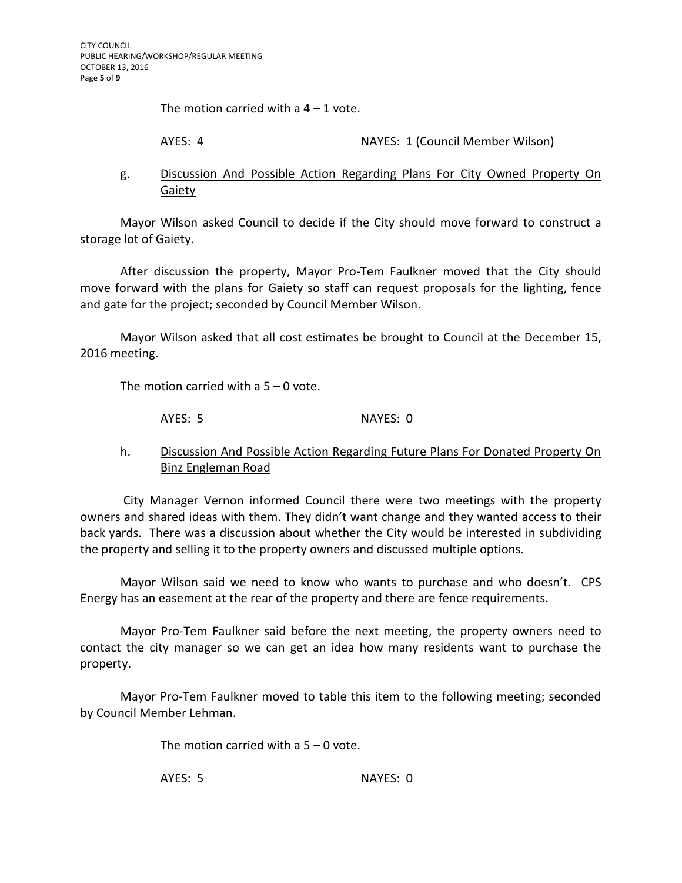The motion carried with a 4 – 1 vote.

AYES: 4 NAYES: 1 (Council Member Wilson)

g. Discussion And Possible Action Regarding Plans For City Owned Property On Gaiety

Mayor Wilson asked Council to decide if the City should move forward to construct a storage lot of Gaiety.

After discussion the property, Mayor Pro-Tem Faulkner moved that the City should move forward with the plans for Gaiety so staff can request proposals for the lighting, fence and gate for the project; seconded by Council Member Wilson.

Mayor Wilson asked that all cost estimates be brought to Council at the December 15, 2016 meeting.

The motion carried with a 5 – 0 vote.

AYES: 5 NAYES: 0

h. Discussion And Possible Action Regarding Future Plans For Donated Property On Binz Engleman Road

City Manager Vernon informed Council there were two meetings with the property owners and shared ideas with them. They didn't want change and they wanted access to their back yards. There was a discussion about whether the City would be interested in subdividing the property and selling it to the property owners and discussed multiple options.

Mayor Wilson said we need to know who wants to purchase and who doesn't. CPS Energy has an easement at the rear of the property and there are fence requirements.

Mayor Pro-Tem Faulkner said before the next meeting, the property owners need to contact the city manager so we can get an idea how many residents want to purchase the property.

Mayor Pro-Tem Faulkner moved to table this item to the following meeting; seconded by Council Member Lehman.

The motion carried with a 5 – 0 vote.

AYES: 5 NAYES: 0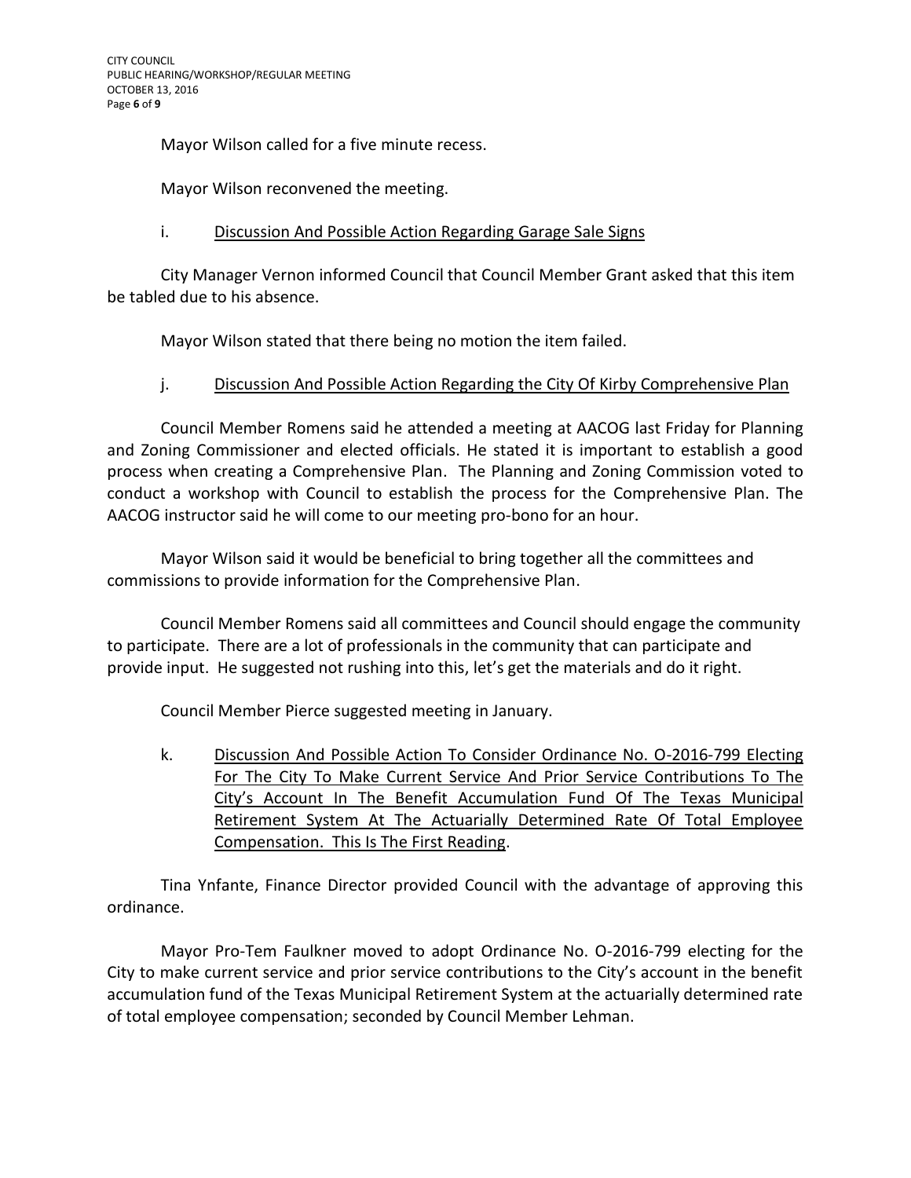Mayor Wilson called for a five minute recess.

Mayor Wilson reconvened the meeting.

i. Discussion And Possible Action Regarding Garage Sale Signs

City Manager Vernon informed Council that Council Member Grant asked that this item be tabled due to his absence.

Mayor Wilson stated that there being no motion the item failed.

j. Discussion And Possible Action Regarding the City Of Kirby Comprehensive Plan

Council Member Romens said he attended a meeting at AACOG last Friday for Planning and Zoning Commissioner and elected officials. He stated it is important to establish a good process when creating a Comprehensive Plan. The Planning and Zoning Commission voted to conduct a workshop with Council to establish the process for the Comprehensive Plan. The AACOG instructor said he will come to our meeting pro-bono for an hour.

Mayor Wilson said it would be beneficial to bring together all the committees and commissions to provide information for the Comprehensive Plan.

Council Member Romens said all committees and Council should engage the community to participate. There are a lot of professionals in the community that can participate and provide input. He suggested not rushing into this, let's get the materials and do it right.

Council Member Pierce suggested meeting in January.

k. Discussion And Possible Action To Consider Ordinance No. O-2016-799 Electing For The City To Make Current Service And Prior Service Contributions To The City's Account In The Benefit Accumulation Fund Of The Texas Municipal Retirement System At The Actuarially Determined Rate Of Total Employee Compensation. This Is The First Reading.

Tina Ynfante, Finance Director provided Council with the advantage of approving this ordinance.

Mayor Pro-Tem Faulkner moved to adopt Ordinance No. O-2016-799 electing for the City to make current service and prior service contributions to the City's account in the benefit accumulation fund of the Texas Municipal Retirement System at the actuarially determined rate of total employee compensation; seconded by Council Member Lehman.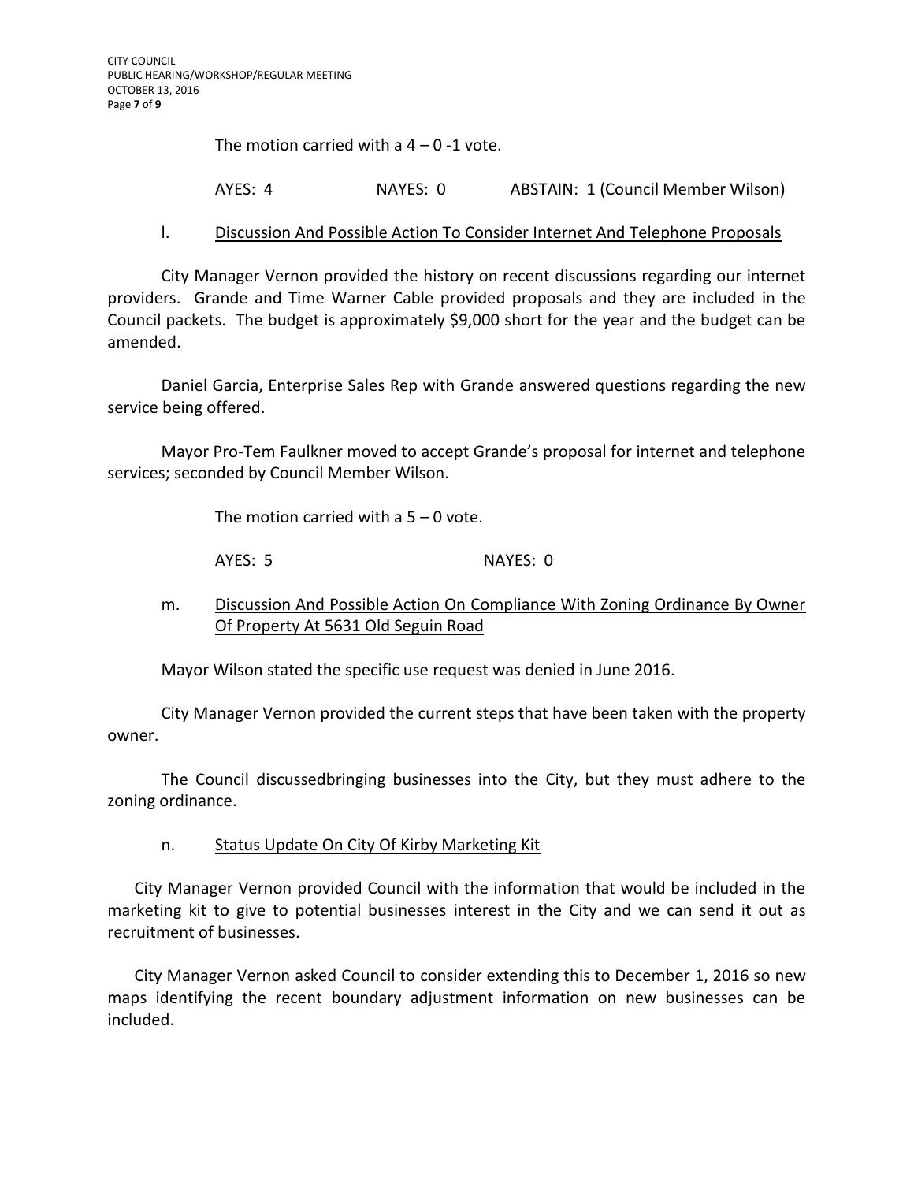The motion carried with a 4 – 0 -1 vote.

AYES: 4 NAYES: 0 ABSTAIN: 1 (Council Member Wilson)

l. <u>Discussion And Possible Action To Consider Internet And Telephone Proposals</u>

City Manager Vernon provided the history on recent discussions regarding our internet providers. Grande and Time Warner Cable provided proposals and they are included in the Council packets. The budget is approximately $9,000 short for the year and the budget can be amended.

Daniel Garcia, Enterprise Sales Rep with Grande answered questions regarding the new service being offered.

Mayor Pro-Tem Faulkner moved to accept Grande's proposal for internet and telephone services; seconded by Council Member Wilson.

The motion carried with a 5 – 0 vote.

AYES: 5 NAYES: 0

m. <u>Discussion And Possible Action On Compliance With Zoning Ordinance By Owner Of Property At 5631 Old Seguin Road</u>

Mayor Wilson stated the specific use request was denied in June 2016.

City Manager Vernon provided the current steps that have been taken with the property owner.

The Council discussedbringing businesses into the City, but they must adhere to the zoning ordinance.

n. <u>Status Update On City Of Kirby Marketing Kit</u>

City Manager Vernon provided Council with the information that would be included in the marketing kit to give to potential businesses interest in the City and we can send it out as recruitment of businesses.

City Manager Vernon asked Council to consider extending this to December 1, 2016 so new maps identifying the recent boundary adjustment information on new businesses can be included.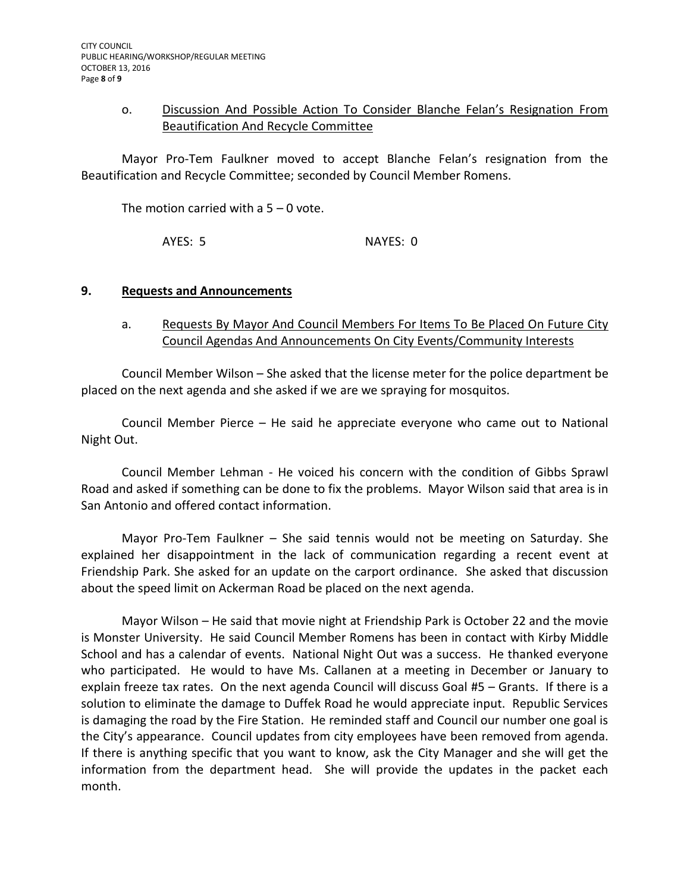o. <u>Discussion And Possible Action To Consider Blanche Felan's Resignation From Beautification And Recycle Committee</u>

Mayor Pro-Tem Faulkner moved to accept Blanche Felan's resignation from the Beautification and Recycle Committee; seconded by Council Member Romens.

The motion carried with a 5 – 0 vote.

AYES: 5 NAYES: 0

## 9. Requests and Announcements

a. <u>Requests By Mayor And Council Members For Items To Be Placed On Future City Council Agendas And Announcements On City Events/Community Interests</u>

Council Member Wilson – She asked that the license meter for the police department be placed on the next agenda and she asked if we are we spraying for mosquitos.

Council Member Pierce – He said he appreciate everyone who came out to National Night Out.

Council Member Lehman - He voiced his concern with the condition of Gibbs Sprawl Road and asked if something can be done to fix the problems. Mayor Wilson said that area is in San Antonio and offered contact information.

Mayor Pro-Tem Faulkner – She said tennis would not be meeting on Saturday. She explained her disappointment in the lack of communication regarding a recent event at Friendship Park. She asked for an update on the carport ordinance. She asked that discussion about the speed limit on Ackerman Road be placed on the next agenda.

Mayor Wilson – He said that movie night at Friendship Park is October 22 and the movie is Monster University. He said Council Member Romens has been in contact with Kirby Middle School and has a calendar of events. National Night Out was a success. He thanked everyone who participated. He would to have Ms. Callanen at a meeting in December or January to explain freeze tax rates. On the next agenda Council will discuss Goal #5 – Grants. If there is a solution to eliminate the damage to Duffek Road he would appreciate input. Republic Services is damaging the road by the Fire Station. He reminded staff and Council our number one goal is the City's appearance. Council updates from city employees have been removed from agenda. If there is anything specific that you want to know, ask the City Manager and she will get the information from the department head. She will provide the updates in the packet each month.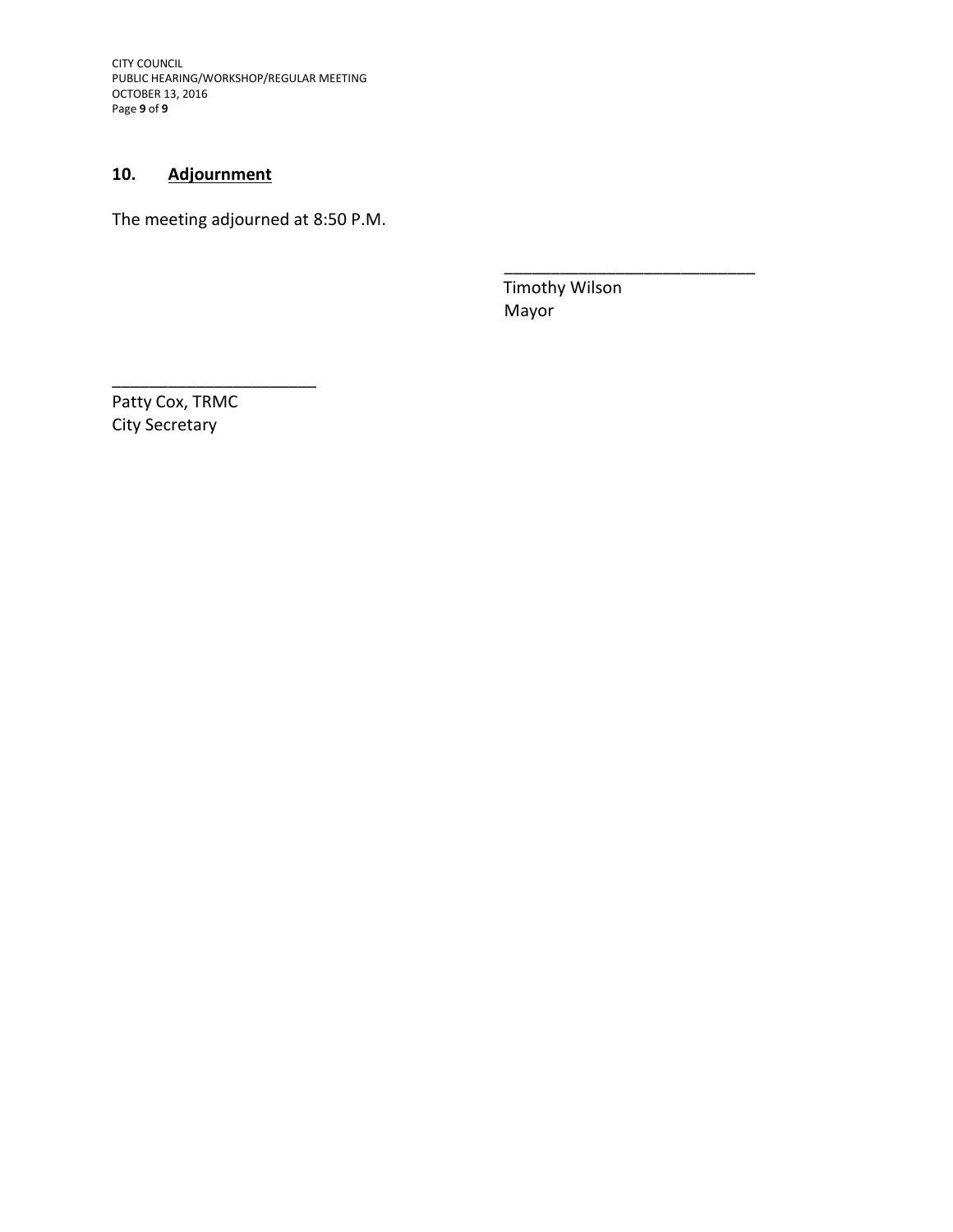## 10. Adjournment

The meeting adjourned at 8:50 P.M.

\_\_\_\_\_\_\_\_\_\_\_\_\_\_\_\_\_\_\_\_\_\_\_\_\_\_\_

Timothy Wilson
Mayor

\_\_\_\_\_\_\_\_\_\_\_\_\_\_\_\_\_\_\_\_\_\_\_

Patty Cox, TRMC
City Secretary